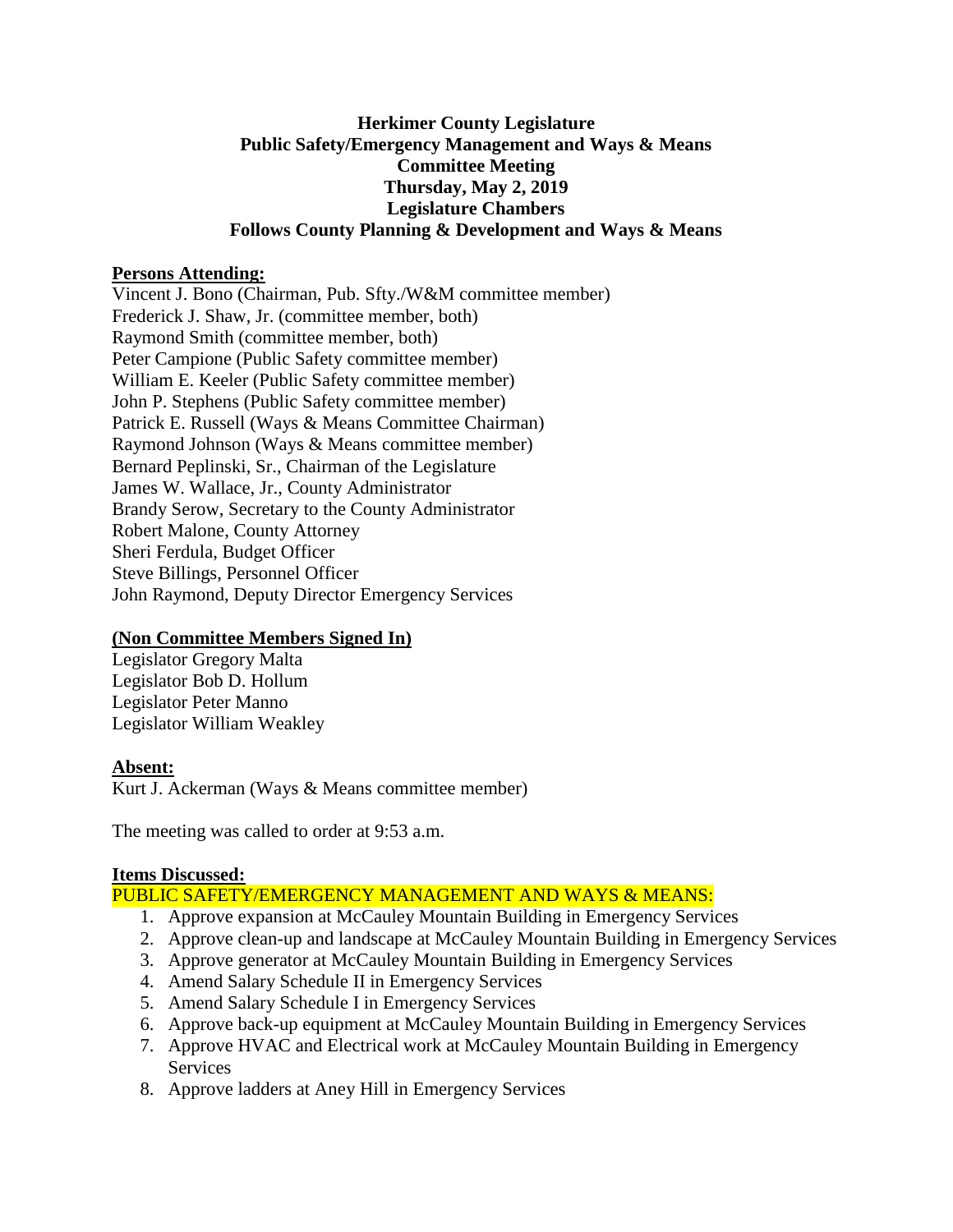**Herkimer County Legislature**
**Public Safety/Emergency Management and Ways & Means**
**Committee Meeting**
**Thursday, May 2, 2019**
**Legislature Chambers**
**Follows County Planning & Development and Ways & Means**

**Persons Attending:**

Vincent J. Bono (Chairman, Pub. Sfty./W&M committee member)
Frederick J. Shaw, Jr. (committee member, both)
Raymond Smith (committee member, both)
Peter Campione (Public Safety committee member)
William E. Keeler (Public Safety committee member)
John P. Stephens (Public Safety committee member)
Patrick E. Russell (Ways & Means Committee Chairman)
Raymond Johnson (Ways & Means committee member)
Bernard Peplinski, Sr., Chairman of the Legislature
James W. Wallace, Jr., County Administrator
Brandy Serow, Secretary to the County Administrator
Robert Malone, County Attorney
Sheri Ferdula, Budget Officer
Steve Billings, Personnel Officer
John Raymond, Deputy Director Emergency Services

**(Non Committee Members Signed In)**

Legislator Gregory Malta
Legislator Bob D. Hollum
Legislator Peter Manno
Legislator William Weakley

**Absent:**

Kurt J. Ackerman (Ways & Means committee member)

The meeting was called to order at 9:53 a.m.

**Items Discussed:**

PUBLIC SAFETY/EMERGENCY MANAGEMENT AND WAYS & MEANS:

1. Approve expansion at McCauley Mountain Building in Emergency Services
2. Approve clean-up and landscape at McCauley Mountain Building in Emergency Services
3. Approve generator at McCauley Mountain Building in Emergency Services
4. Amend Salary Schedule II in Emergency Services
5. Amend Salary Schedule I in Emergency Services
6. Approve back-up equipment at McCauley Mountain Building in Emergency Services
7. Approve HVAC and Electrical work at McCauley Mountain Building in Emergency Services
8. Approve ladders at Aney Hill in Emergency Services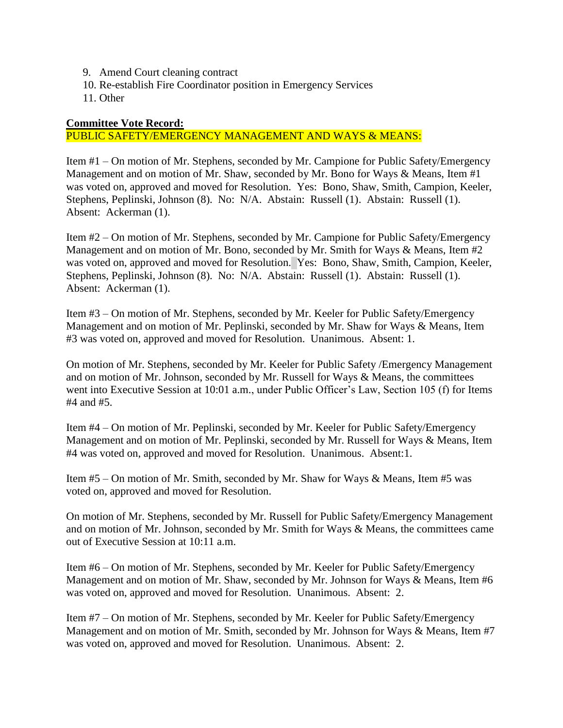9. Amend Court cleaning contract
10. Re-establish Fire Coordinator position in Emergency Services
11. Other

**Committee Vote Record:**

PUBLIC SAFETY/EMERGENCY MANAGEMENT AND WAYS & MEANS:

Item #1 – On motion of Mr. Stephens, seconded by Mr. Campione for Public Safety/Emergency Management and on motion of Mr. Shaw, seconded by Mr. Bono for Ways & Means, Item #1 was voted on, approved and moved for Resolution. Yes: Bono, Shaw, Smith, Campion, Keeler, Stephens, Peplinski, Johnson (8). No: N/A. Abstain: Russell (1). Abstain: Russell (1). Absent: Ackerman (1).

Item #2 – On motion of Mr. Stephens, seconded by Mr. Campione for Public Safety/Emergency Management and on motion of Mr. Bono, seconded by Mr. Smith for Ways & Means, Item #2 was voted on, approved and moved for Resolution. Yes: Bono, Shaw, Smith, Campion, Keeler, Stephens, Peplinski, Johnson (8). No: N/A. Abstain: Russell (1). Abstain: Russell (1). Absent: Ackerman (1).

Item #3 – On motion of Mr. Stephens, seconded by Mr. Keeler for Public Safety/Emergency Management and on motion of Mr. Peplinski, seconded by Mr. Shaw for Ways & Means, Item #3 was voted on, approved and moved for Resolution. Unanimous. Absent: 1.

On motion of Mr. Stephens, seconded by Mr. Keeler for Public Safety /Emergency Management and on motion of Mr. Johnson, seconded by Mr. Russell for Ways & Means, the committees went into Executive Session at 10:01 a.m., under Public Officer's Law, Section 105 (f) for Items #4 and #5.

Item #4 – On motion of Mr. Peplinski, seconded by Mr. Keeler for Public Safety/Emergency Management and on motion of Mr. Peplinski, seconded by Mr. Russell for Ways & Means, Item #4 was voted on, approved and moved for Resolution. Unanimous. Absent:1.

Item #5 – On motion of Mr. Smith, seconded by Mr. Shaw for Ways & Means, Item #5 was voted on, approved and moved for Resolution.

On motion of Mr. Stephens, seconded by Mr. Russell for Public Safety/Emergency Management and on motion of Mr. Johnson, seconded by Mr. Smith for Ways & Means, the committees came out of Executive Session at 10:11 a.m.

Item #6 – On motion of Mr. Stephens, seconded by Mr. Keeler for Public Safety/Emergency Management and on motion of Mr. Shaw, seconded by Mr. Johnson for Ways & Means, Item #6 was voted on, approved and moved for Resolution. Unanimous. Absent: 2.

Item #7 – On motion of Mr. Stephens, seconded by Mr. Keeler for Public Safety/Emergency Management and on motion of Mr. Smith, seconded by Mr. Johnson for Ways & Means, Item #7 was voted on, approved and moved for Resolution. Unanimous. Absent: 2.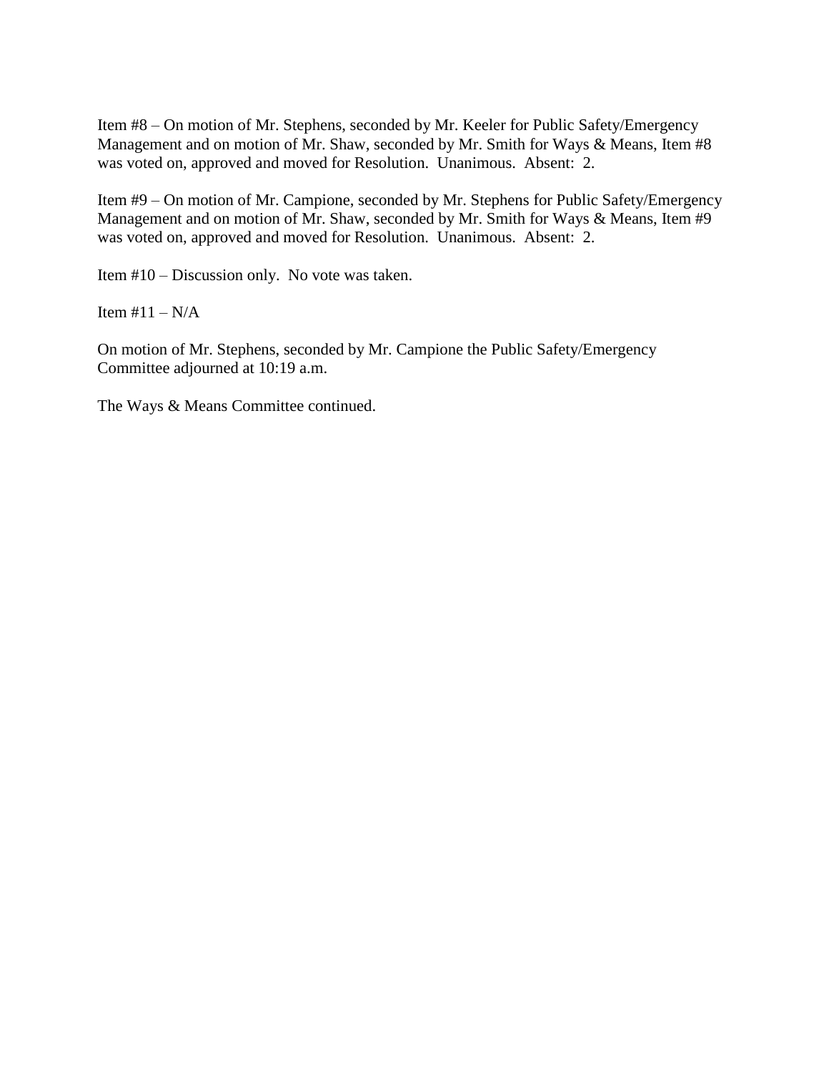Item #8 – On motion of Mr. Stephens, seconded by Mr. Keeler for Public Safety/Emergency Management and on motion of Mr. Shaw, seconded by Mr. Smith for Ways & Means, Item #8 was voted on, approved and moved for Resolution. Unanimous. Absent: 2.

Item #9 – On motion of Mr. Campione, seconded by Mr. Stephens for Public Safety/Emergency Management and on motion of Mr. Shaw, seconded by Mr. Smith for Ways & Means, Item #9 was voted on, approved and moved for Resolution. Unanimous. Absent: 2.

Item #10 – Discussion only. No vote was taken.

Item #11 – N/A

On motion of Mr. Stephens, seconded by Mr. Campione the Public Safety/Emergency Committee adjourned at 10:19 a.m.

The Ways & Means Committee continued.